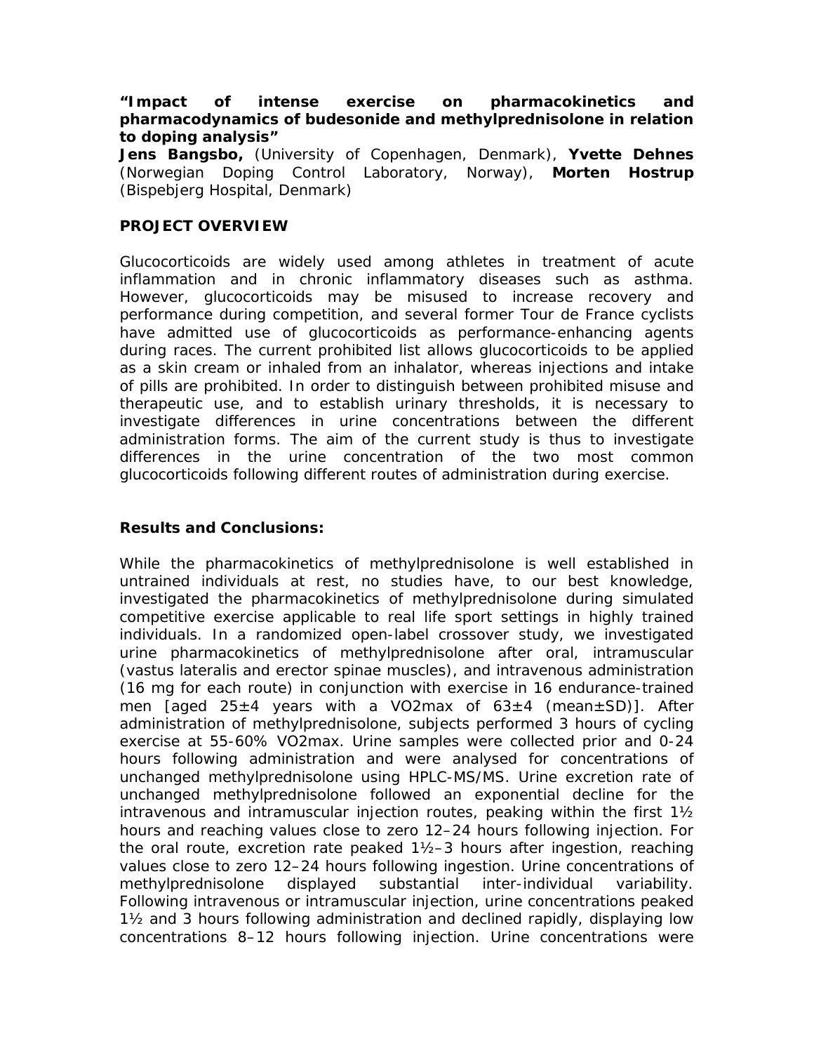**“Impact of intense exercise on pharmacokinetics and pharmacodynamics of budesonide and methylprednisolone in relation to doping analysis”**

**Jens Bangsbo,** (University of Copenhagen, Denmark), **Yvette Dehnes** (Norwegian Doping Control Laboratory, Norway), **Morten Hostrup** (Bispebjerg Hospital, Denmark)

## PROJECT OVERVIEW

Glucocorticoids are widely used among athletes in treatment of acute inflammation and in chronic inflammatory diseases such as asthma. However, glucocorticoids may be misused to increase recovery and performance during competition, and several former Tour de France cyclists have admitted use of glucocorticoids as performance-enhancing agents during races. The current prohibited list allows glucocorticoids to be applied as a skin cream or inhaled from an inhalator, whereas injections and intake of pills are prohibited. In order to distinguish between prohibited misuse and therapeutic use, and to establish urinary thresholds, it is necessary to investigate differences in urine concentrations between the different administration forms. The aim of the current study is thus to investigate differences in the urine concentration of the two most common glucocorticoids following different routes of administration during exercise.

## Results and Conclusions:

While the pharmacokinetics of methylprednisolone is well established in untrained individuals at rest, no studies have, to our best knowledge, investigated the pharmacokinetics of methylprednisolone during simulated competitive exercise applicable to real life sport settings in highly trained individuals. In a randomized open-label crossover study, we investigated urine pharmacokinetics of methylprednisolone after oral, intramuscular (vastus lateralis and erector spinae muscles), and intravenous administration (16 mg for each route) in conjunction with exercise in 16 endurance-trained men [aged 25±4 years with a VO2max of 63±4 (mean±SD)]. After administration of methylprednisolone, subjects performed 3 hours of cycling exercise at 55-60% VO2max. Urine samples were collected prior and 0-24 hours following administration and were analysed for concentrations of unchanged methylprednisolone using HPLC-MS/MS. Urine excretion rate of unchanged methylprednisolone followed an exponential decline for the intravenous and intramuscular injection routes, peaking within the first 1½ hours and reaching values close to zero 12–24 hours following injection. For the oral route, excretion rate peaked 1½–3 hours after ingestion, reaching values close to zero 12–24 hours following ingestion. Urine concentrations of methylprednisolone displayed substantial inter-individual variability. Following intravenous or intramuscular injection, urine concentrations peaked 1½ and 3 hours following administration and declined rapidly, displaying low concentrations 8–12 hours following injection. Urine concentrations were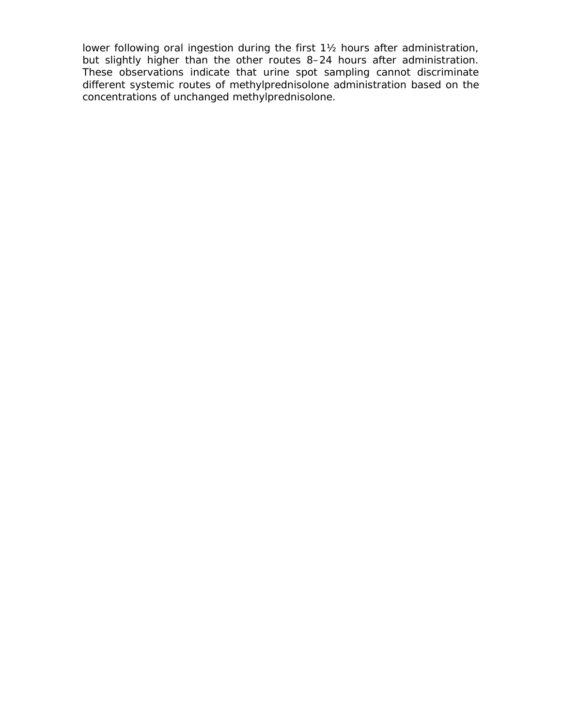lower following oral ingestion during the first 1½ hours after administration, but slightly higher than the other routes 8–24 hours after administration. These observations indicate that urine spot sampling cannot discriminate different systemic routes of methylprednisolone administration based on the concentrations of unchanged methylprednisolone.